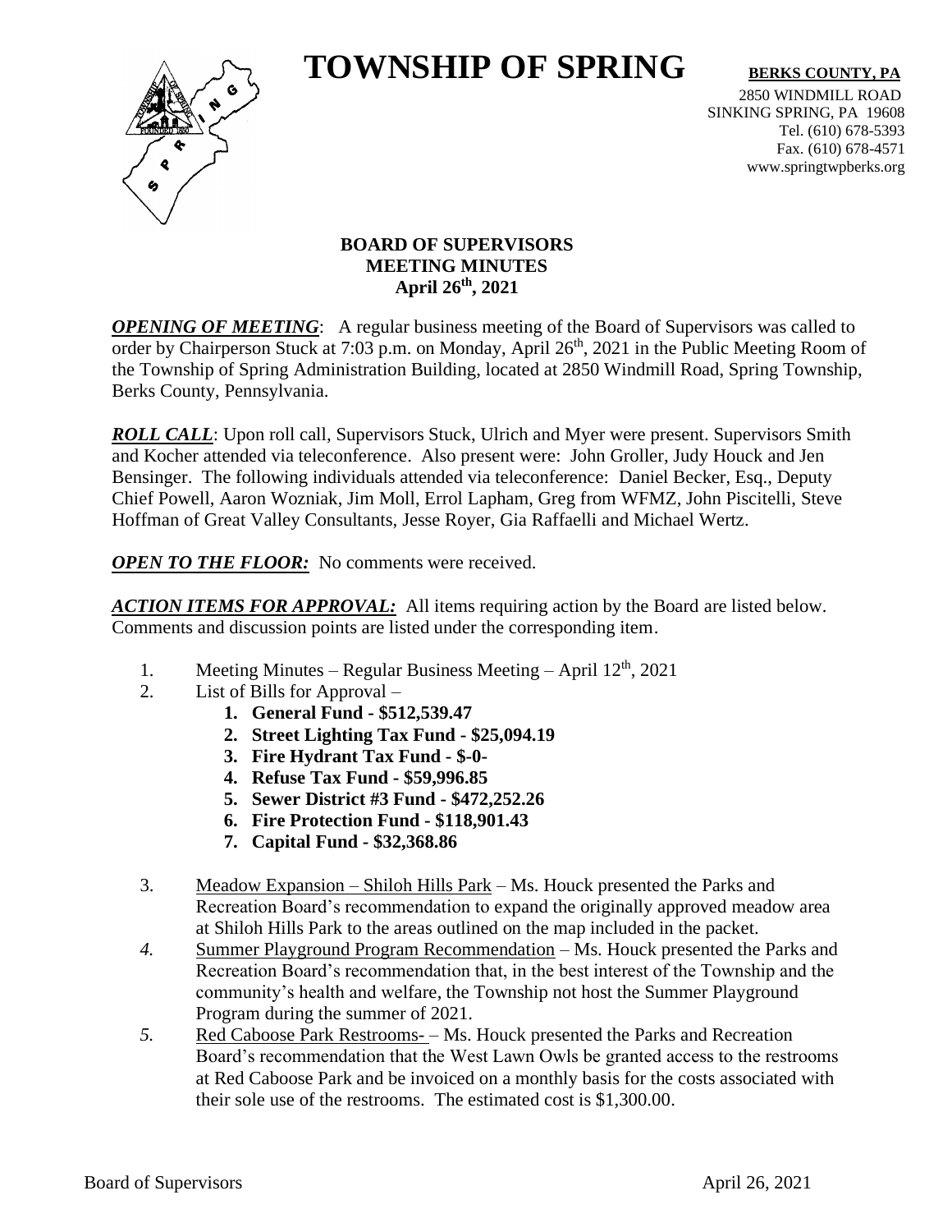# TOWNSHIP OF SPRING

**BERKS COUNTY, PA**

2850 WINDMILL ROAD
SINKING SPRING, PA 19608
Tel. (610) 678-5393
Fax. (610) 678-4571
www.springtwpberks.org

## BOARD OF SUPERVISORS
## MEETING MINUTES
## April 26th, 2021

***OPENING OF MEETING***: A regular business meeting of the Board of Supervisors was called to order by Chairperson Stuck at 7:03 p.m. on Monday, April 26th, 2021 in the Public Meeting Room of the Township of Spring Administration Building, located at 2850 Windmill Road, Spring Township, Berks County, Pennsylvania.

***ROLL CALL***: Upon roll call, Supervisors Stuck, Ulrich and Myer were present. Supervisors Smith and Kocher attended via teleconference. Also present were: John Groller, Judy Houck and Jen Bensinger. The following individuals attended via teleconference: Daniel Becker, Esq., Deputy Chief Powell, Aaron Wozniak, Jim Moll, Errol Lapham, Greg from WFMZ, John Piscitelli, Steve Hoffman of Great Valley Consultants, Jesse Royer, Gia Raffaelli and Michael Wertz.

***OPEN TO THE FLOOR:*** No comments were received.

***ACTION ITEMS FOR APPROVAL:*** All items requiring action by the Board are listed below. Comments and discussion points are listed under the corresponding item.

1. Meeting Minutes – Regular Business Meeting – April 12th, 2021
2. List of Bills for Approval –
   1. **General Fund - $512,539.47**
   2. **Street Lighting Tax Fund - $25,094.19**
   3. **Fire Hydrant Tax Fund - $-0-**
   4. **Refuse Tax Fund - $59,996.85**
   5. **Sewer District #3 Fund - $472,252.26**
   6. **Fire Protection Fund - $118,901.43**
   7. **Capital Fund - $32,368.86**
3. Meadow Expansion – Shiloh Hills Park – Ms. Houck presented the Parks and Recreation Board's recommendation to expand the originally approved meadow area at Shiloh Hills Park to the areas outlined on the map included in the packet.
4. Summer Playground Program Recommendation – Ms. Houck presented the Parks and Recreation Board's recommendation that, in the best interest of the Township and the community's health and welfare, the Township not host the Summer Playground Program during the summer of 2021.
5. Red Caboose Park Restrooms- – Ms. Houck presented the Parks and Recreation Board's recommendation that the West Lawn Owls be granted access to the restrooms at Red Caboose Park and be invoiced on a monthly basis for the costs associated with their sole use of the restrooms. The estimated cost is $1,300.00.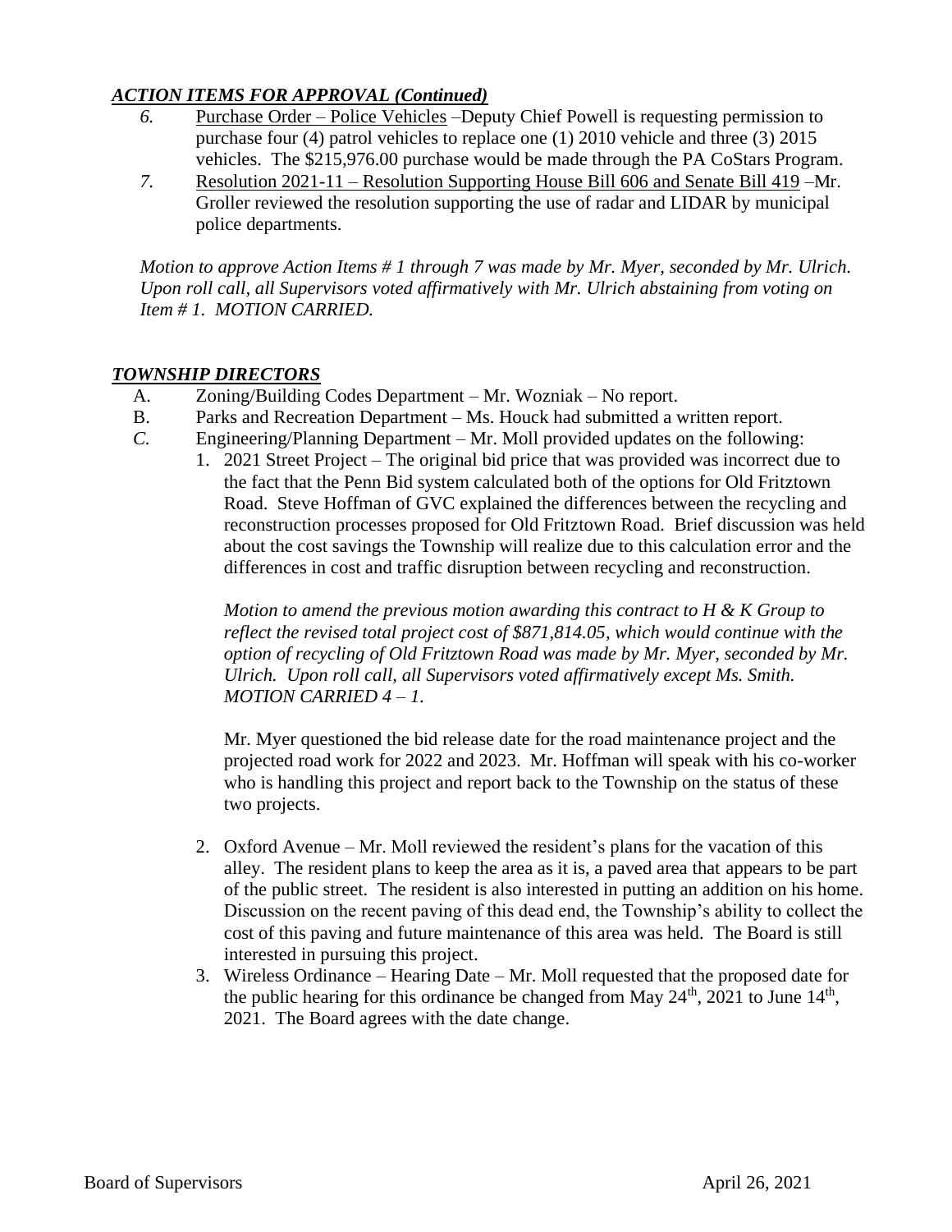***ACTION ITEMS FOR APPROVAL (Continued)***

6. Purchase Order – Police Vehicles –Deputy Chief Powell is requesting permission to purchase four (4) patrol vehicles to replace one (1) 2010 vehicle and three (3) 2015 vehicles. The $215,976.00 purchase would be made through the PA CoStars Program.
7. Resolution 2021-11 – Resolution Supporting House Bill 606 and Senate Bill 419 –Mr. Groller reviewed the resolution supporting the use of radar and LIDAR by municipal police departments.

*Motion to approve Action Items # 1 through 7 was made by Mr. Myer, seconded by Mr. Ulrich. Upon roll call, all Supervisors voted affirmatively with Mr. Ulrich abstaining from voting on Item # 1. MOTION CARRIED.*

***TOWNSHIP DIRECTORS***

A. Zoning/Building Codes Department – Mr. Wozniak – No report.
B. Parks and Recreation Department – Ms. Houck had submitted a written report.
C. Engineering/Planning Department – Mr. Moll provided updates on the following:
   1. 2021 Street Project – The original bid price that was provided was incorrect due to the fact that the Penn Bid system calculated both of the options for Old Fritztown Road. Steve Hoffman of GVC explained the differences between the recycling and reconstruction processes proposed for Old Fritztown Road. Brief discussion was held about the cost savings the Township will realize due to this calculation error and the differences in cost and traffic disruption between recycling and reconstruction.

      *Motion to amend the previous motion awarding this contract to H & K Group to reflect the revised total project cost of $871,814.05, which would continue with the option of recycling of Old Fritztown Road was made by Mr. Myer, seconded by Mr. Ulrich. Upon roll call, all Supervisors voted affirmatively except Ms. Smith. MOTION CARRIED 4 – 1.*

      Mr. Myer questioned the bid release date for the road maintenance project and the projected road work for 2022 and 2023. Mr. Hoffman will speak with his co-worker who is handling this project and report back to the Township on the status of these two projects.

   2. Oxford Avenue – Mr. Moll reviewed the resident's plans for the vacation of this alley. The resident plans to keep the area as it is, a paved area that appears to be part of the public street. The resident is also interested in putting an addition on his home. Discussion on the recent paving of this dead end, the Township's ability to collect the cost of this paving and future maintenance of this area was held. The Board is still interested in pursuing this project.
   3. Wireless Ordinance – Hearing Date – Mr. Moll requested that the proposed date for the public hearing for this ordinance be changed from May 24th, 2021 to June 14th, 2021. The Board agrees with the date change.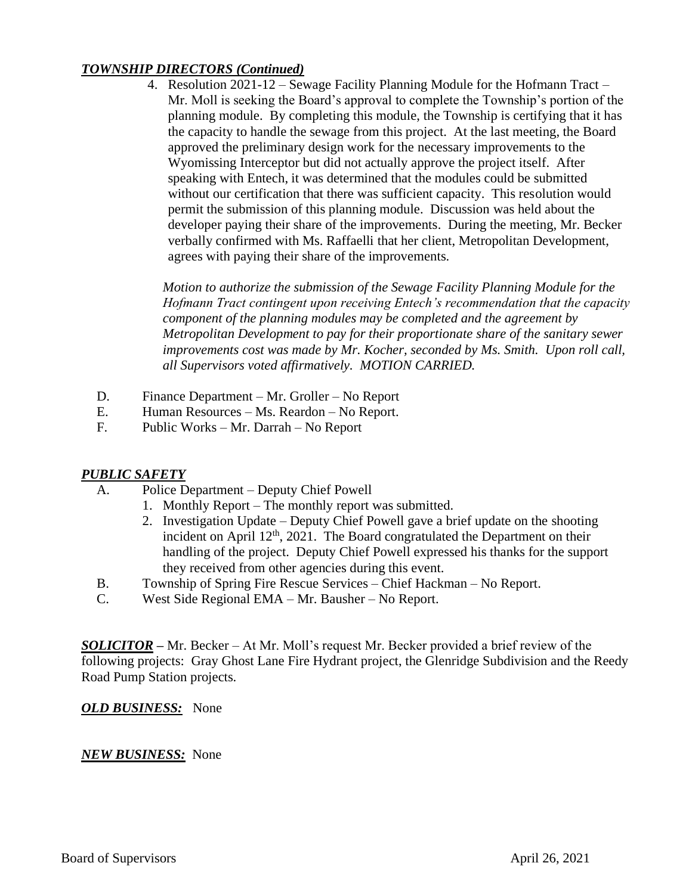***TOWNSHIP DIRECTORS (Continued)***

4. Resolution 2021-12 – Sewage Facility Planning Module for the Hofmann Tract – Mr. Moll is seeking the Board's approval to complete the Township's portion of the planning module. By completing this module, the Township is certifying that it has the capacity to handle the sewage from this project. At the last meeting, the Board approved the preliminary design work for the necessary improvements to the Wyomissing Interceptor but did not actually approve the project itself. After speaking with Entech, it was determined that the modules could be submitted without our certification that there was sufficient capacity. This resolution would permit the submission of this planning module. Discussion was held about the developer paying their share of the improvements. During the meeting, Mr. Becker verbally confirmed with Ms. Raffaelli that her client, Metropolitan Development, agrees with paying their share of the improvements.

   *Motion to authorize the submission of the Sewage Facility Planning Module for the Hofmann Tract contingent upon receiving Entech's recommendation that the capacity component of the planning modules may be completed and the agreement by Metropolitan Development to pay for their proportionate share of the sanitary sewer improvements cost was made by Mr. Kocher, seconded by Ms. Smith. Upon roll call, all Supervisors voted affirmatively. MOTION CARRIED.*

D. Finance Department – Mr. Groller – No Report
E. Human Resources – Ms. Reardon – No Report.
F. Public Works – Mr. Darrah – No Report

***PUBLIC SAFETY***

A. Police Department – Deputy Chief Powell
   1. Monthly Report – The monthly report was submitted.
   2. Investigation Update – Deputy Chief Powell gave a brief update on the shooting incident on April 12th, 2021. The Board congratulated the Department on their handling of the project. Deputy Chief Powell expressed his thanks for the support they received from other agencies during this event.
B. Township of Spring Fire Rescue Services – Chief Hackman – No Report.
C. West Side Regional EMA – Mr. Bausher – No Report.

***SOLICITOR*** **–** Mr. Becker – At Mr. Moll's request Mr. Becker provided a brief review of the following projects: Gray Ghost Lane Fire Hydrant project, the Glenridge Subdivision and the Reedy Road Pump Station projects.

***OLD BUSINESS:*** None

***NEW BUSINESS:*** None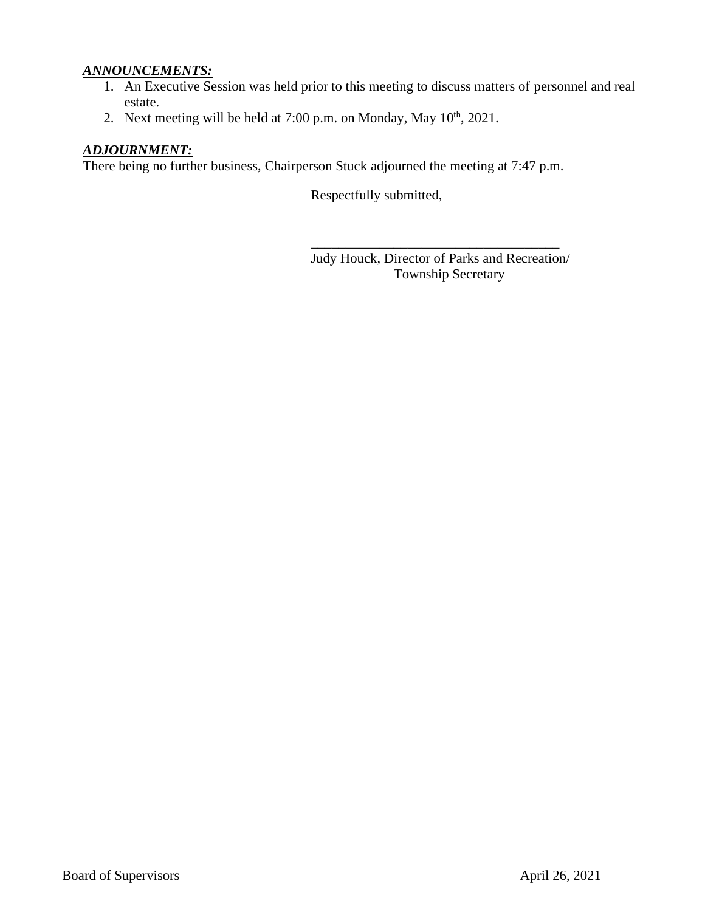***ANNOUNCEMENTS:***

1. An Executive Session was held prior to this meeting to discuss matters of personnel and real estate.
2. Next meeting will be held at 7:00 p.m. on Monday, May 10th, 2021.

***ADJOURNMENT:***

There being no further business, Chairperson Stuck adjourned the meeting at 7:47 p.m.

Respectfully submitted,

_____________________________________

Judy Houck, Director of Parks and Recreation/
Township Secretary